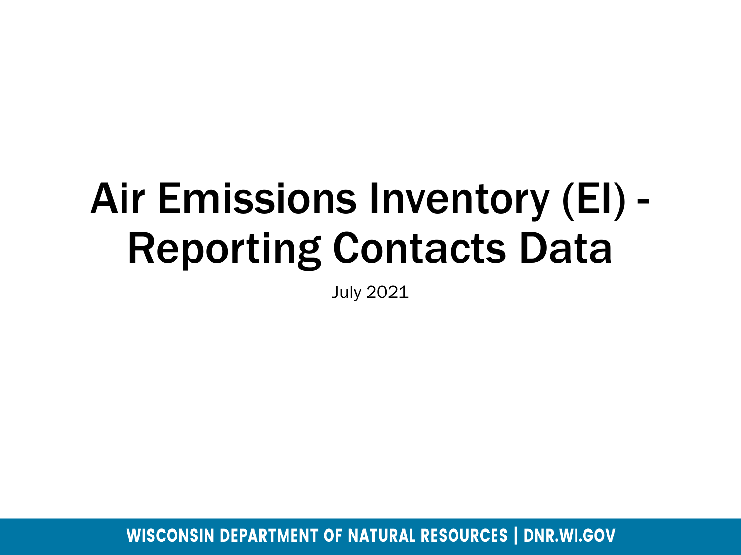# Air Emissions Inventory (EI) - Reporting Contacts Data

July 2021

WISCONSIN DEPARTMENT OF NATURAL RESOURCES | DNR.WI.GOV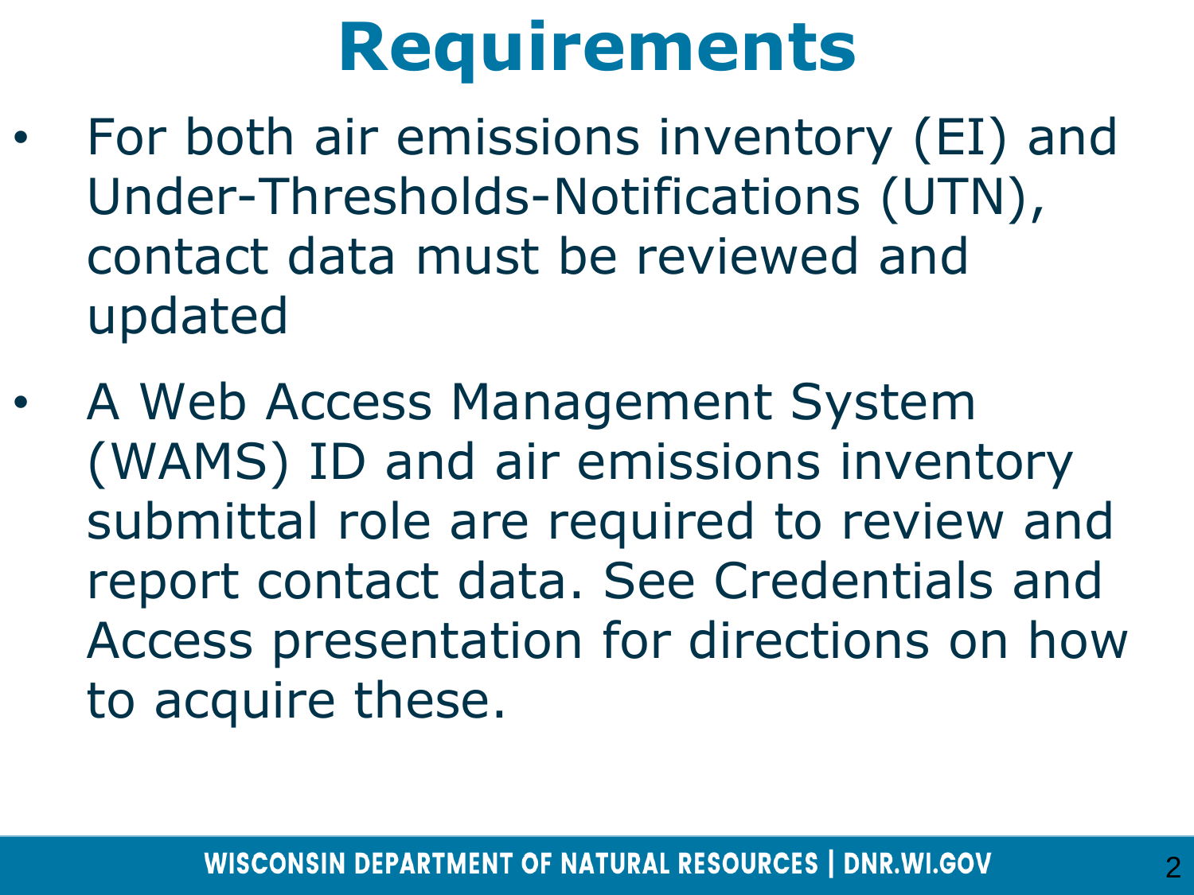# Requirements

- For both air emissions inventory (EI) and Under-Thresholds-Notifications (UTN), contact data must be reviewed and updated
- A Web Access Management System (WAMS) ID and air emissions inventory submittal role are required to review and report contact data. See Credentials and Access presentation for directions on how to acquire these.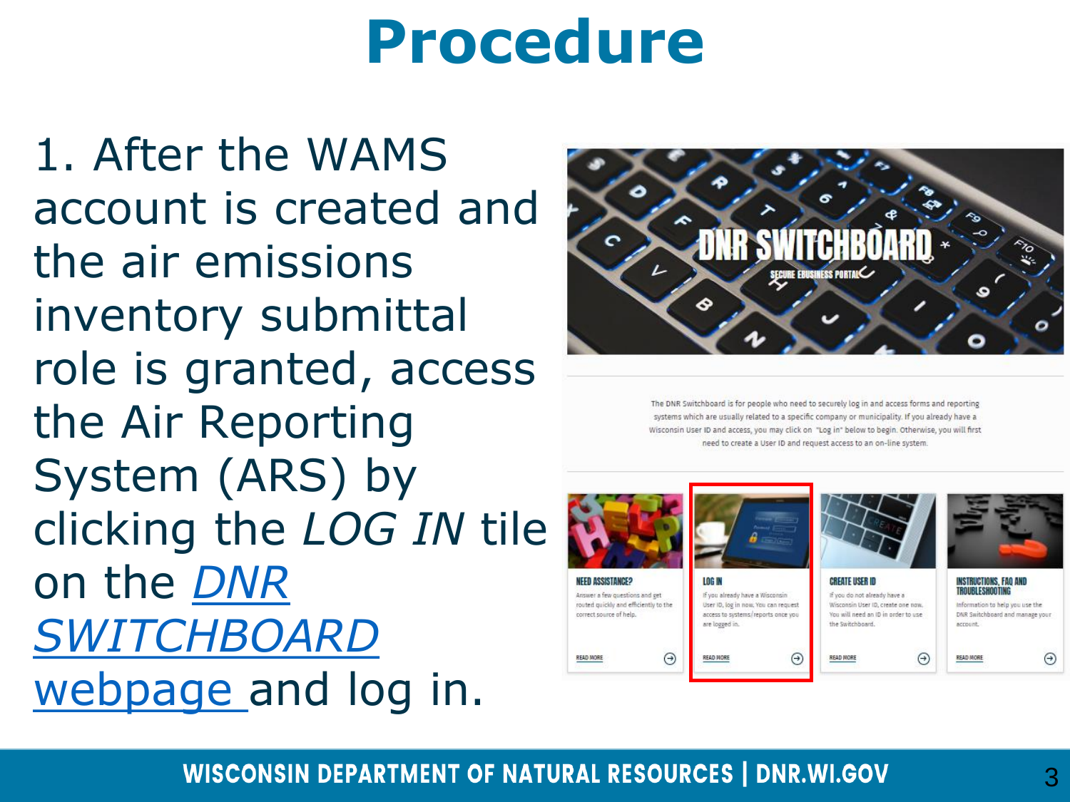# Procedure

1. After the WAMS account is created and the air emissions inventory submittal role is granted, access the Air Reporting System (ARS) by clicking the *LOG IN* tile on the DNR SWITCHBOARD webpage and log in.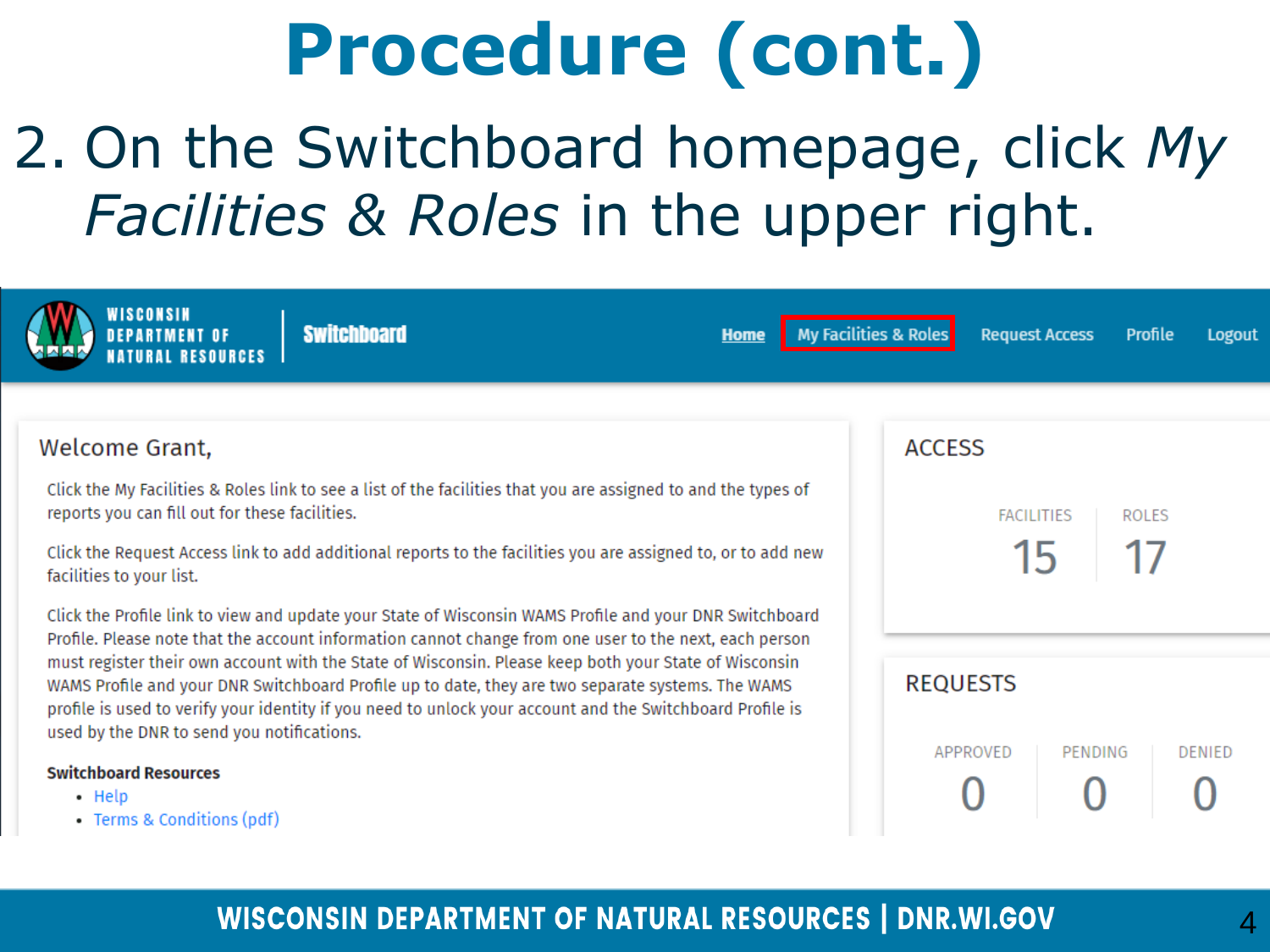# Procedure (cont.)

2. On the Switchboard homepage, click *My Facilities & Roles* in the upper right.

WISCONSIN DEPARTMENT OF NATURAL RESOURCES | Switchboard

Home | My Facilities & Roles | Request Access | Profile | Logout

Welcome Grant,

Click the My Facilities & Roles link to see a list of the facilities that you are assigned to and the types of reports you can fill out for these facilities.

Click the Request Access link to add additional reports to the facilities you are assigned to, or to add new facilities to your list.

Click the Profile link to view and update your State of Wisconsin WAMS Profile and your DNR Switchboard Profile. Please note that the account information cannot change from one user to the next, each person must register their own account with the State of Wisconsin. Please keep both your State of Wisconsin WAMS Profile and your DNR Switchboard Profile up to date, they are two separate systems. The WAMS profile is used to verify your identity if you need to unlock your account and the Switchboard Profile is used by the DNR to send you notifications.

**Switchboard Resources**

- Help
- Terms & Conditions (pdf)

ACCESS

| FACILITIES | ROLES |
|---|---|
| 15 | 17 |

REQUESTS

| APPROVED | PENDING | DENIED |
|---|---|---|
| 0 | 0 | 0 |

WISCONSIN DEPARTMENT OF NATURAL RESOURCES | DNR.WI.GOV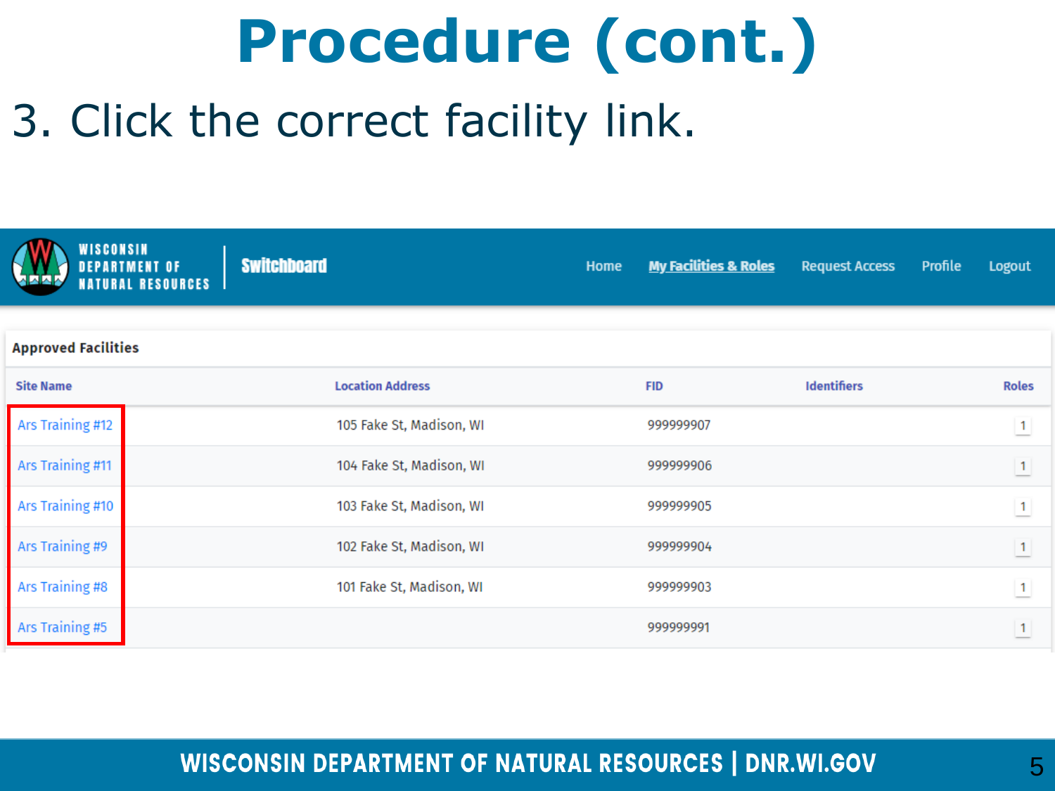# Procedure (cont.)

3. Click the correct facility link.

WISCONSIN DEPARTMENT OF NATURAL RESOURCES | Switchboard

Home | My Facilities & Roles | Request Access | Profile | Logout

**Approved Facilities**

| Site Name | Location Address | FID | Identifiers | Roles |
|---|---|---|---|---|
| Ars Training #12 | 105 Fake St, Madison, WI | 999999907 | | 1 |
| Ars Training #11 | 104 Fake St, Madison, WI | 999999906 | | 1 |
| Ars Training #10 | 103 Fake St, Madison, WI | 999999905 | | 1 |
| Ars Training #9 | 102 Fake St, Madison, WI | 999999904 | | 1 |
| Ars Training #8 | 101 Fake St, Madison, WI | 999999903 | | 1 |
| Ars Training #5 | | 999999991 | | 1 |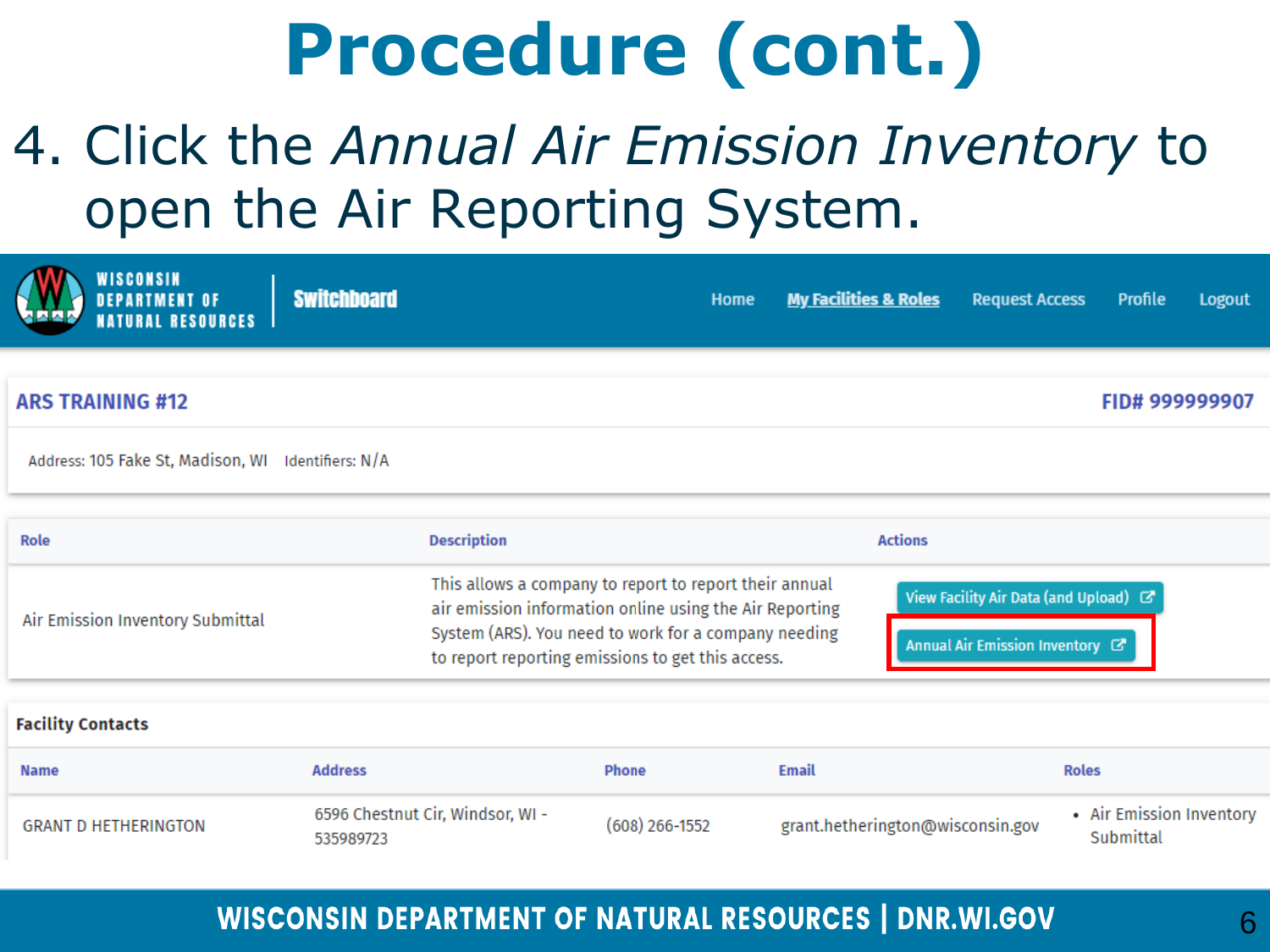# Procedure (cont.)

4. Click the *Annual Air Emission Inventory* to open the Air Reporting System.

WISCONSIN DEPARTMENT OF NATURAL RESOURCES | Switchboard

Home | My Facilities & Roles | Request Access | Profile | Logout

**ARS TRAINING #12** — **FID# 999999907**

Address: 105 Fake St, Madison, WI    Identifiers: N/A

| Role | Description | Actions |
| --- | --- | --- |
| Air Emission Inventory Submittal | This allows a company to report to report their annual air emission information online using the Air Reporting System (ARS). You need to work for a company needing to report reporting emissions to get this access. | View Facility Air Data (and Upload); Annual Air Emission Inventory |

**Facility Contacts**

| Name | Address | Phone | Email | Roles |
| --- | --- | --- | --- | --- |
| GRANT D HETHERINGTON | 6596 Chestnut Cir, Windsor, WI - 535989723 | (608) 266-1552 | grant.hetherington@wisconsin.gov | • Air Emission Inventory Submittal |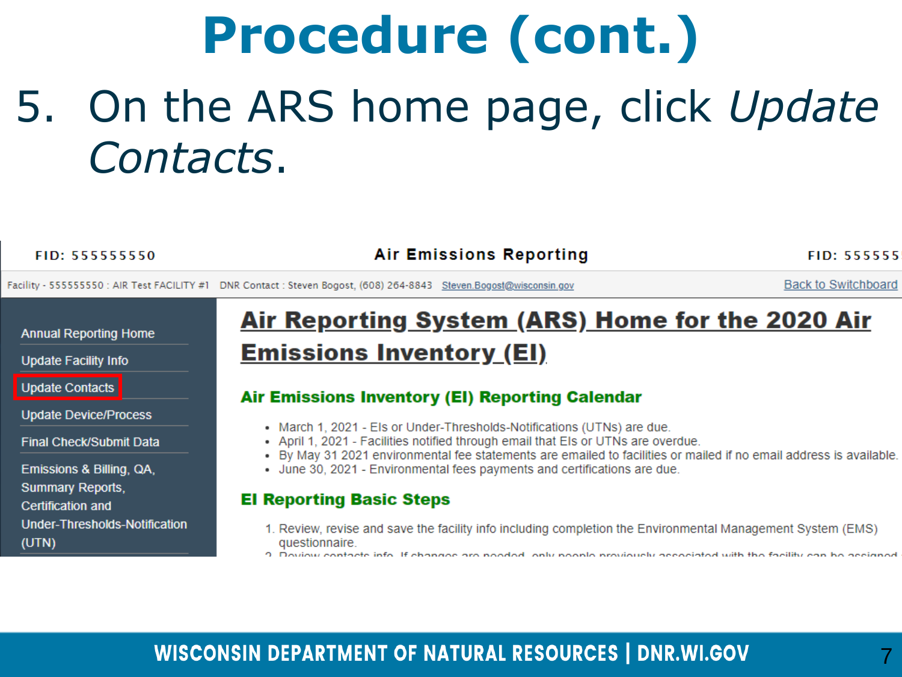# Procedure (cont.)

5. On the ARS home page, click *Update Contacts*.

FID: 555555550 Air Emissions Reporting FID: 555555

Facility - 555555550 : AIR Test FACILITY #1 DNR Contact : Steven Bogost, (608) 264-8843 Steven.Bogost@wisconsin.gov Back to Switchboard

- Annual Reporting Home
- Update Facility Info
- Update Contacts
- Update Device/Process
- Final Check/Submit Data
- Emissions & Billing, QA, Summary Reports, Certification and Under-Thresholds-Notification (UTN)

## Air Reporting System (ARS) Home for the 2020 Air Emissions Inventory (EI)

### Air Emissions Inventory (EI) Reporting Calendar

- March 1, 2021 - EIs or Under-Thresholds-Notifications (UTNs) are due.
- April 1, 2021 - Facilities notified through email that EIs or UTNs are overdue.
- By May 31 2021 environmental fee statements are emailed to facilities or mailed if no email address is available.
- June 30, 2021 - Environmental fees payments and certifications are due.

### EI Reporting Basic Steps

1. Review, revise and save the facility info including completion the Environmental Management System (EMS) questionnaire.
2. Review contacts info. If changes are needed, only people previously associated with the facility can be assigned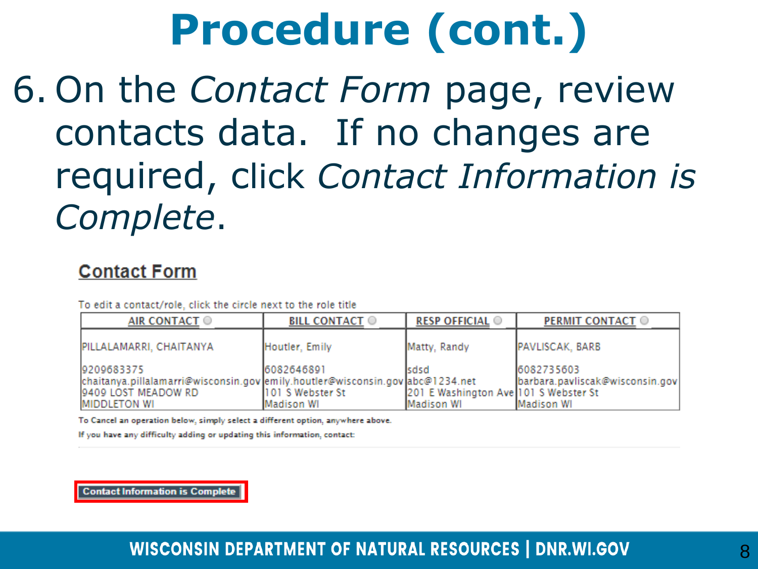# Procedure (cont.)

6. On the *Contact Form* page, review contacts data. If no changes are required, click *Contact Information is Complete*.

## Contact Form

To edit a contact/role, click the circle next to the role title

| AIR CONTACT | BILL CONTACT | RESP OFFICIAL | PERMIT CONTACT |
| --- | --- | --- | --- |
| PILLALAMARRI, CHAITANYA | Houtler, Emily | Matty, Randy | PAVLISCAK, BARB |
| 9209683375<br>chaitanya.pillalamarri@wisconsin.gov<br>9409 LOST MEADOW RD<br>MIDDLETON WI | 6082646891<br>emily.houtler@wisconsin.gov<br>101 S Webster St<br>Madison WI | sdsd<br>abc@1234.net<br>201 E Washington Ave<br>Madison WI | 6082735603<br>barbara.pavliscak@wisconsin.gov<br>101 S Webster St<br>Madison WI |

To Cancel an operation below, simply select a different option, anywhere above.

If you have any difficulty adding or updating this information, contact:

**Contact Information is Complete**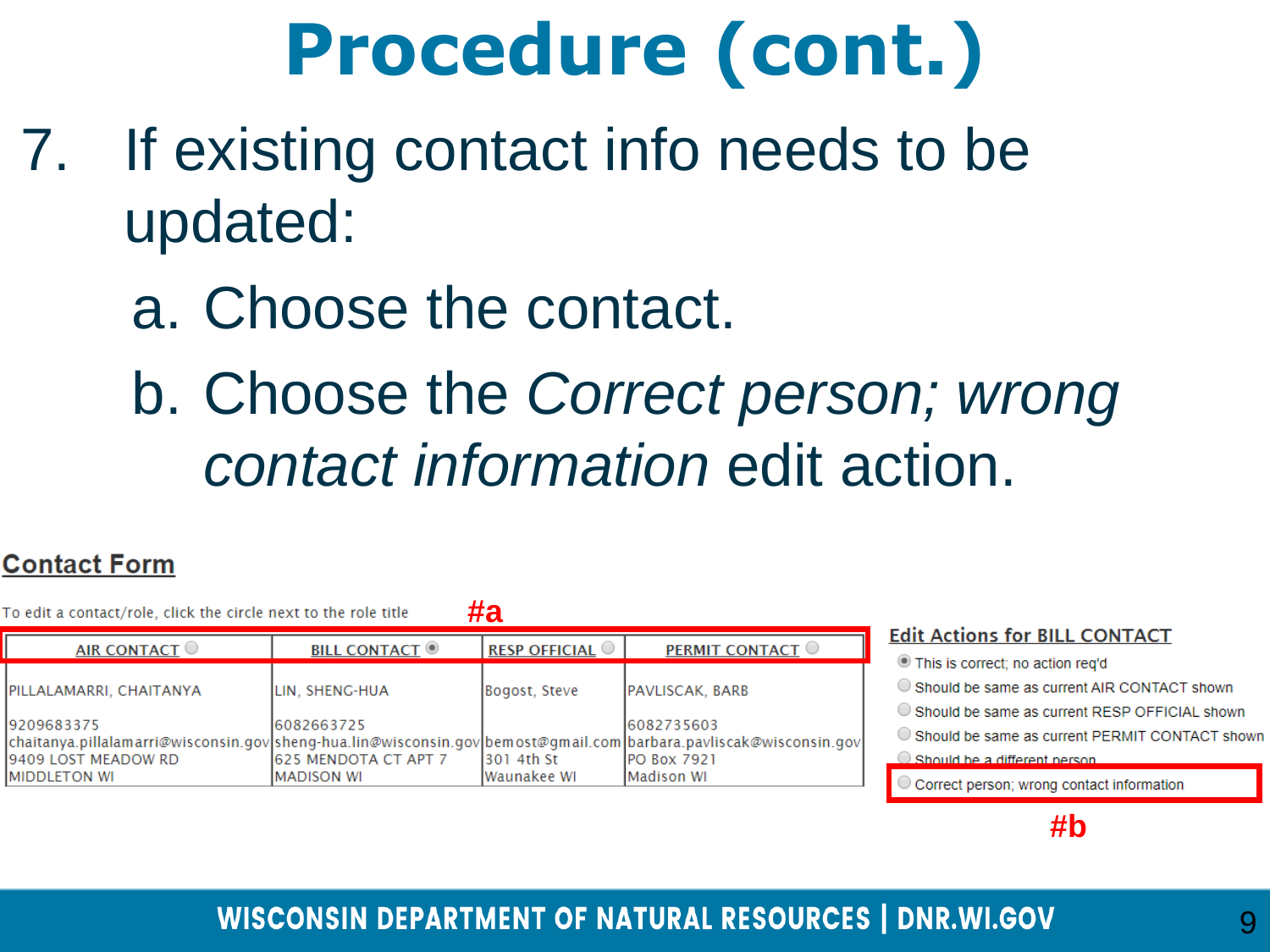# Procedure (cont.)

7. If existing contact info needs to be updated:
   a. Choose the contact.
   b. Choose the *Correct person; wrong contact information* edit action.

## Contact Form

To edit a contact/role, click the circle next to the role title

#a

| AIR CONTACT | BILL CONTACT | RESP OFFICIAL | PERMIT CONTACT |
|---|---|---|---|
| PILLALAMARRI, CHAITANYA | LIN, SHENG-HUA | Bogost, Steve | PAVLISCAK, BARB |
| 9209683375<br>chaitanya.pillalamarri@wisconsin.gov<br>9409 LOST MEADOW RD<br>MIDDLETON WI | 6082663725<br>sheng-hua.lin@wisconsin.gov<br>625 MENDOTA CT APT 7<br>MADISON WI | bemost@gmail.com<br>301 4th St<br>Waunakee WI | 6082735603<br>barbara.pavliscak@wisconsin.gov<br>PO Box 7921<br>Madison WI |

**Edit Actions for BILL CONTACT**

- This is correct; no action req'd
- Should be same as current AIR CONTACT shown
- Should be same as current RESP OFFICIAL shown
- Should be same as current PERMIT CONTACT shown
- Should be a different person
- Correct person; wrong contact information

#b

WISCONSIN DEPARTMENT OF NATURAL RESOURCES | DNR.WI.GOV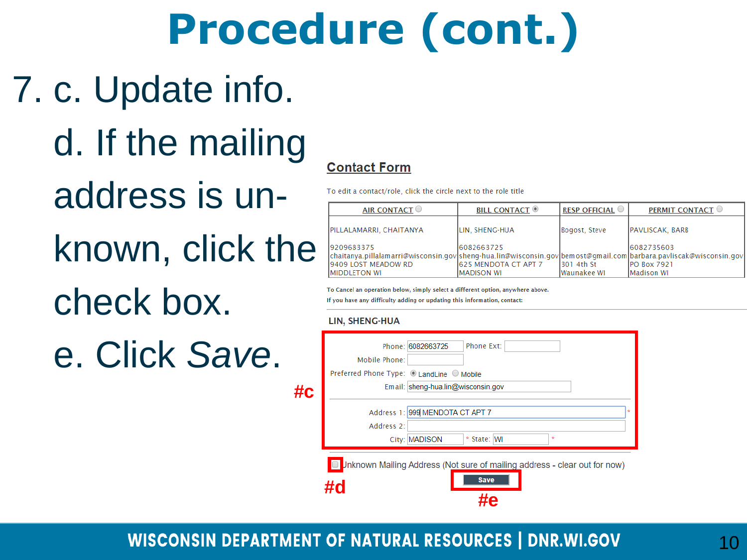# Procedure (cont.)

7. c. Update info.

   d. If the mailing address is unknown, click the check box.

   e. Click *Save*.

## Contact Form

To edit a contact/role, click the circle next to the role title

| AIR CONTACT | BILL CONTACT | RESP OFFICIAL | PERMIT CONTACT |
|---|---|---|---|
| PILLALAMARRI, CHAITANYA | LIN, SHENG-HUA | Bogost, Steve | PAVLISCAK, BARB |
| 9209683375<br>chaitanya.pillalamarri@wisconsin.gov<br>9409 LOST MEADOW RD<br>MIDDLETON WI | 6082663725<br>sheng-hua.lin@wisconsin.gov<br>625 MENDOTA CT APT 7<br>MADISON WI | bemost@gmail.com<br>301 4th St<br>Waunakee WI | 6082735603<br>barbara.pavliscak@wisconsin.gov<br>PO Box 7921<br>Madison WI |

To Cancel an operation below, simply select a different option, anywhere above.

If you have any difficulty adding or updating this information, contact:

LIN, SHENG-HUA

#c

Phone: 6082663725 Phone Ext:

Mobile Phone:

Preferred Phone Type: LandLine Mobile

Email: sheng-hua.lin@wisconsin.gov

Address 1: 999 MENDOTA CT APT 7 *

Address 2:

City: MADISON * State: WI *

#d Unknown Mailing Address (Not sure of mailing address - clear out for now)

Save #e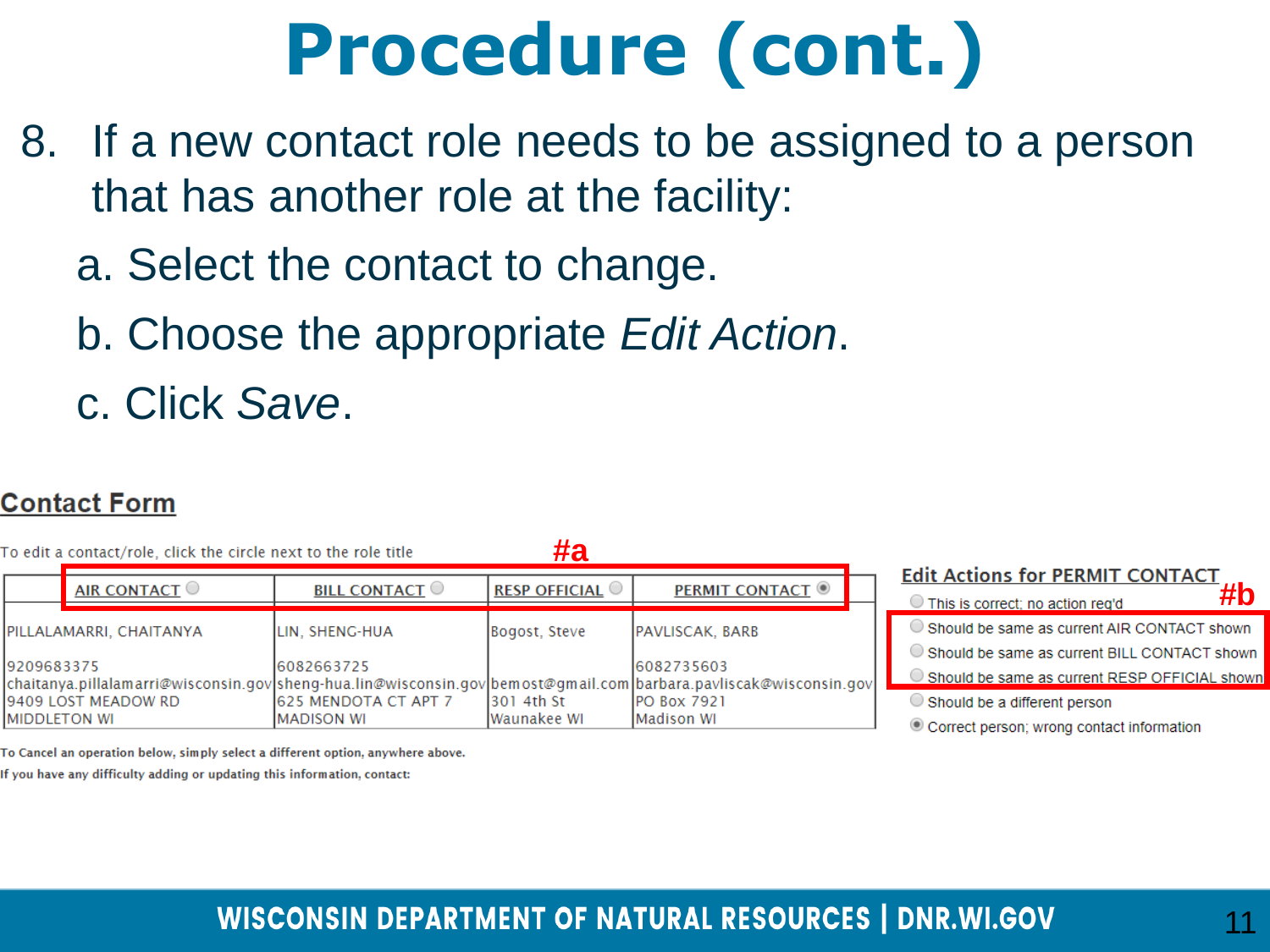# Procedure (cont.)

8. If a new contact role needs to be assigned to a person that has another role at the facility:
   a. Select the contact to change.
   b. Choose the appropriate *Edit Action*.
   c. Click *Save*.

## Contact Form

To edit a contact/role, click the circle next to the role title

#a

| AIR CONTACT ○ | BILL CONTACT ○ | RESP OFFICIAL ○ | PERMIT CONTACT ◉ |
|---|---|---|---|
| PILLALAMARRI, CHAITANYA | LIN, SHENG-HUA | Bogost, Steve | PAVLISCAK, BARB |
| 9209683375<br>chaitanya.pillalamarri@wisconsin.gov<br>9409 LOST MEADOW RD<br>MIDDLETON WI | 6082663725<br>sheng-hua.lin@wisconsin.gov<br>625 MENDOTA CT APT 7<br>MADISON WI | bemost@gmail.com<br>301 4th St<br>Waunakee WI | 6082735603<br>barbara.pavliscak@wisconsin.gov<br>PO Box 7921<br>Madison WI |

To Cancel an operation below, simply select a different option, anywhere above.

If you have any difficulty adding or updating this information, contact:

**Edit Actions for PERMIT CONTACT**

#b

- ○ This is correct; no action req'd
- ○ Should be same as current AIR CONTACT shown
- ○ Should be same as current BILL CONTACT shown
- ○ Should be same as current RESP OFFICIAL shown
- ○ Should be a different person
- ◉ Correct person; wrong contact information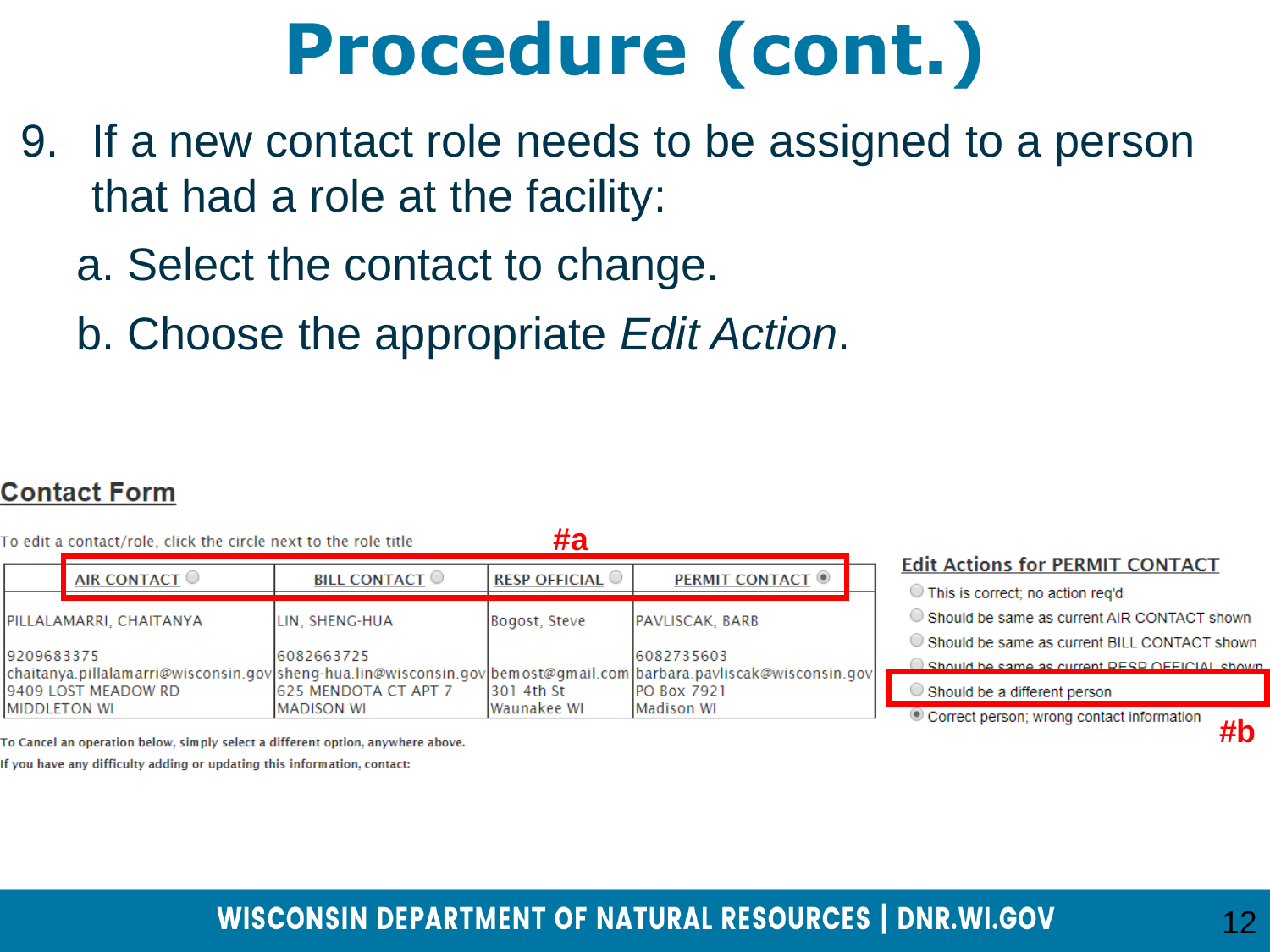# Procedure (cont.)

9. If a new contact role needs to be assigned to a person that had a role at the facility:
   a. Select the contact to change.
   b. Choose the appropriate *Edit Action*.

## Contact Form

To edit a contact/role, click the circle next to the role title

#a

| AIR CONTACT | BILL CONTACT | RESP OFFICIAL | PERMIT CONTACT |
|---|---|---|---|
| PILLALAMARRI, CHAITANYA | LIN, SHENG-HUA | Bogost, Steve | PAVLISCAK, BARB |
| 9209683375<br>chaitanya.pillalamarri@wisconsin.gov<br>9409 LOST MEADOW RD<br>MIDDLETON WI | 6082663725<br>sheng-hua.lin@wisconsin.gov<br>625 MENDOTA CT APT 7<br>MADISON WI | bemost@gmail.com<br>301 4th St<br>Waunakee WI | 6082735603<br>barbara.pavliscak@wisconsin.gov<br>PO Box 7921<br>Madison WI |

To Cancel an operation below, simply select a different option, anywhere above.

If you have any difficulty adding or updating this information, contact:

### Edit Actions for PERMIT CONTACT

- This is correct; no action req'd
- Should be same as current AIR CONTACT shown
- Should be same as current BILL CONTACT shown
- Should be same as current RESP OFFICIAL shown
- Should be a different person
- Correct person; wrong contact information

#b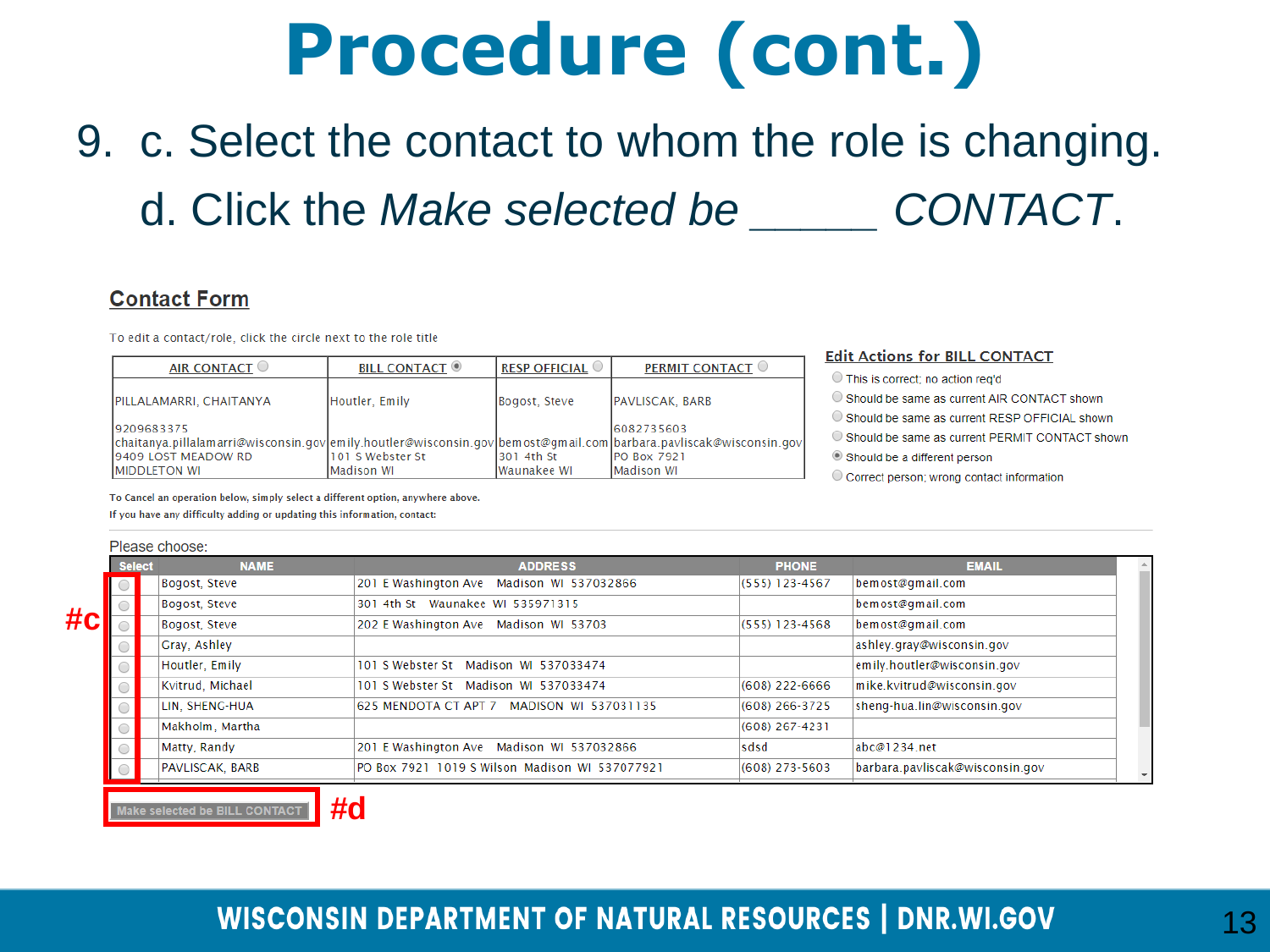# Procedure (cont.)

9. c. Select the contact to whom the role is changing.

   d. Click the *Make selected be \_\_\_\_\_ CONTACT*.

## Contact Form

To edit a contact/role, click the circle next to the role title

| AIR CONTACT ○ | BILL CONTACT ◉ | RESP OFFICIAL ○ | PERMIT CONTACT ○ |
|---|---|---|---|
| PILLALAMARRI, CHAITANYA | Houtler, Emily | Bogost, Steve | PAVLISCAK, BARB |
| 9209683375<br>chaitanya.pillalamarri@wisconsin.gov<br>9409 LOST MEADOW RD<br>MIDDLETON WI | emily.houtler@wisconsin.gov<br>101 S Webster St<br>Madison WI | bemost@gmail.com<br>301 4th St<br>Waunakee WI | 6082735603<br>barbara.pavliscak@wisconsin.gov<br>PO Box 7921<br>Madison WI |

**Edit Actions for BILL CONTACT**

- ○ This is correct; no action req'd
- ○ Should be same as current AIR CONTACT shown
- ○ Should be same as current RESP OFFICIAL shown
- ○ Should be same as current PERMIT CONTACT shown
- ◉ Should be a different person
- ○ Correct person; wrong contact information

To Cancel an operation below, simply select a different option, anywhere above.

If you have any difficulty adding or updating this information, contact:

Please choose:

#c

| Select | NAME | ADDRESS | PHONE | EMAIL |
|---|---|---|---|---|
| ○ | Bogost, Steve | 201 E Washington Ave Madison WI 537032866 | (555) 123-4567 | bemost@gmail.com |
| ○ | Bogost, Steve | 301 4th St Waunakee WI 535971315 | | bemost@gmail.com |
| ○ | Bogost, Steve | 202 E Washington Ave Madison WI 53703 | (555) 123-4568 | bemost@gmail.com |
| ○ | Gray, Ashley | | | ashley.gray@wisconsin.gov |
| ○ | Houtler, Emily | 101 S Webster St Madison WI 537033474 | | emily.houtler@wisconsin.gov |
| ○ | Kvitrud, Michael | 101 S Webster St Madison WI 537033474 | (608) 222-6666 | mike.kvitrud@wisconsin.gov |
| ○ | LIN, SHENG-HUA | 625 MENDOTA CT APT 7 MADISON WI 537031135 | (608) 266-3725 | sheng-hua.lin@wisconsin.gov |
| ○ | Makholm, Martha | | (608) 267-4231 | |
| ○ | Matty, Randy | 201 E Washington Ave Madison WI 537032866 | sdsd | abc@1234.net |
| ○ | PAVLISCAK, BARB | PO Box 7921 1019 S Wilson Madison WI 537077921 | (608) 273-5603 | barbara.pavliscak@wisconsin.gov |

Make selected be BILL CONTACT — #d

WISCONSIN DEPARTMENT OF NATURAL RESOURCES | DNR.WI.GOV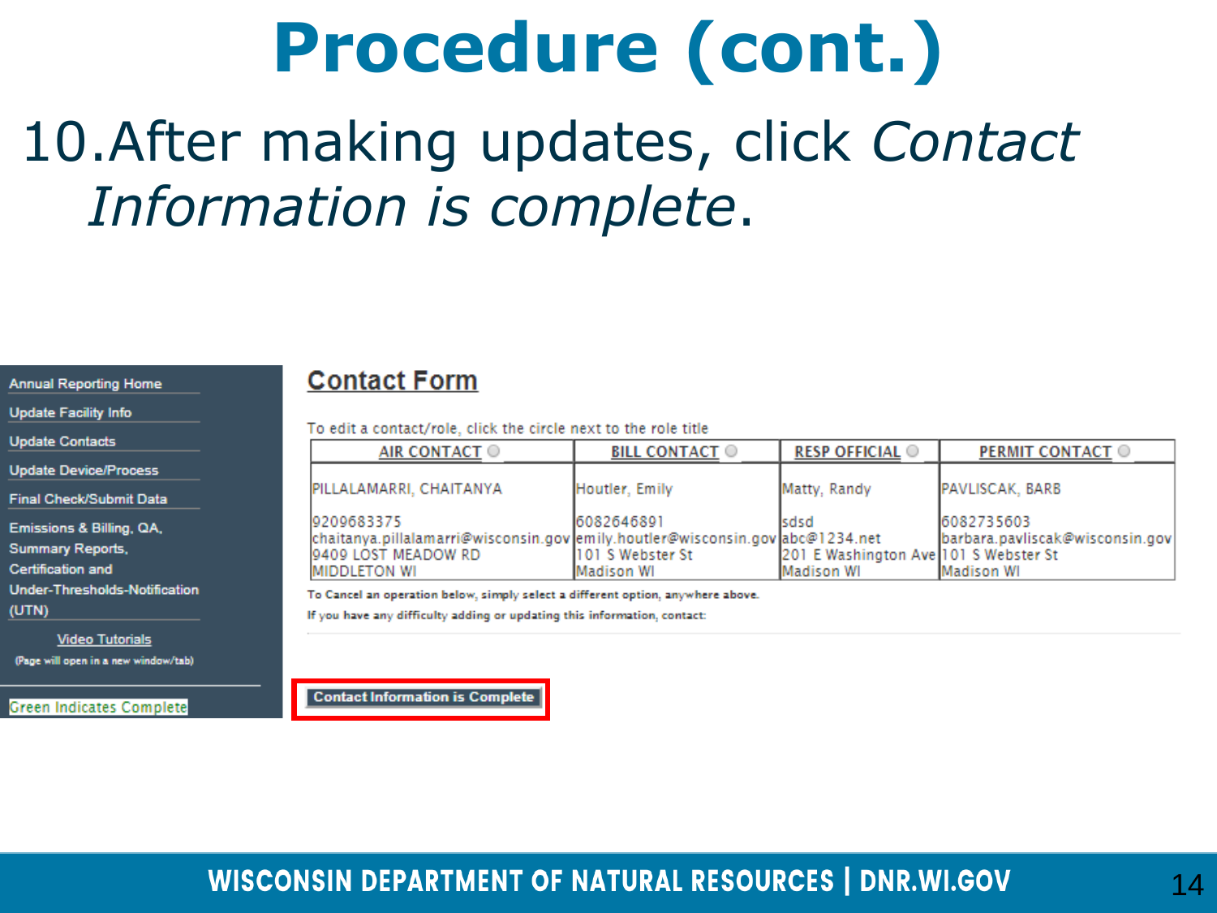# Procedure (cont.)

10. After making updates, click *Contact Information is complete*.

- Annual Reporting Home
- Update Facility Info
- Update Contacts
- Update Device/Process
- Final Check/Submit Data
- Emissions & Billing, QA, Summary Reports, Certification and Under-Thresholds-Notification (UTN)

Video Tutorials
(Page will open in a new window/tab)

Green Indicates Complete

## Contact Form

To edit a contact/role, click the circle next to the role title

| AIR CONTACT | BILL CONTACT | RESP OFFICIAL | PERMIT CONTACT |
|---|---|---|---|
| PILLALAMARRI, CHAITANYA | Houtler, Emily | Matty, Randy | PAVLISCAK, BARB |
| 9209683375<br>chaitanya.pillalamarri@wisconsin.gov<br>9409 LOST MEADOW RD<br>MIDDLETON WI | 6082646891<br>emily.houtler@wisconsin.gov<br>101 S Webster St<br>Madison WI | sdsd<br>abc@1234.net<br>201 E Washington Ave<br>Madison WI | 6082735603<br>barbara.pavliscak@wisconsin.gov<br>101 S Webster St<br>Madison WI |

To Cancel an operation below, simply select a different option, anywhere above.

If you have any difficulty adding or updating this information, contact:

**Contact Information is Complete**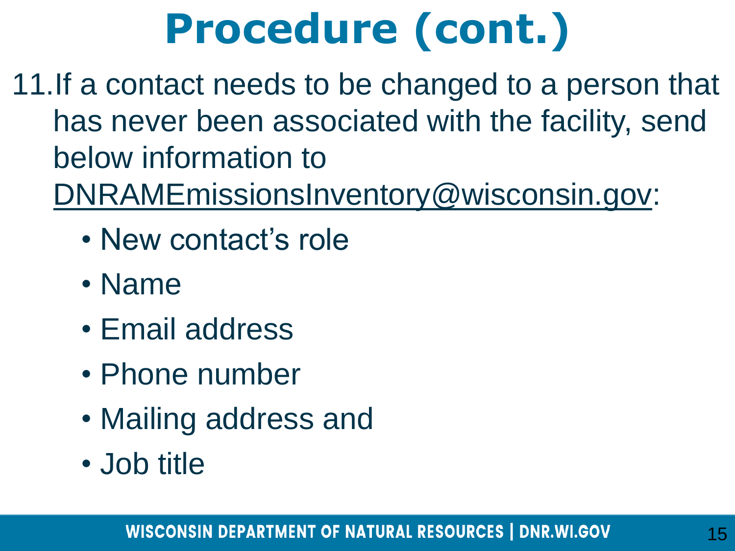# Procedure (cont.)

11. If a contact needs to be changed to a person that has never been associated with the facility, send below information to DNRAMEmissionsInventory@wisconsin.gov:
    - New contact's role
    - Name
    - Email address
    - Phone number
    - Mailing address and
    - Job title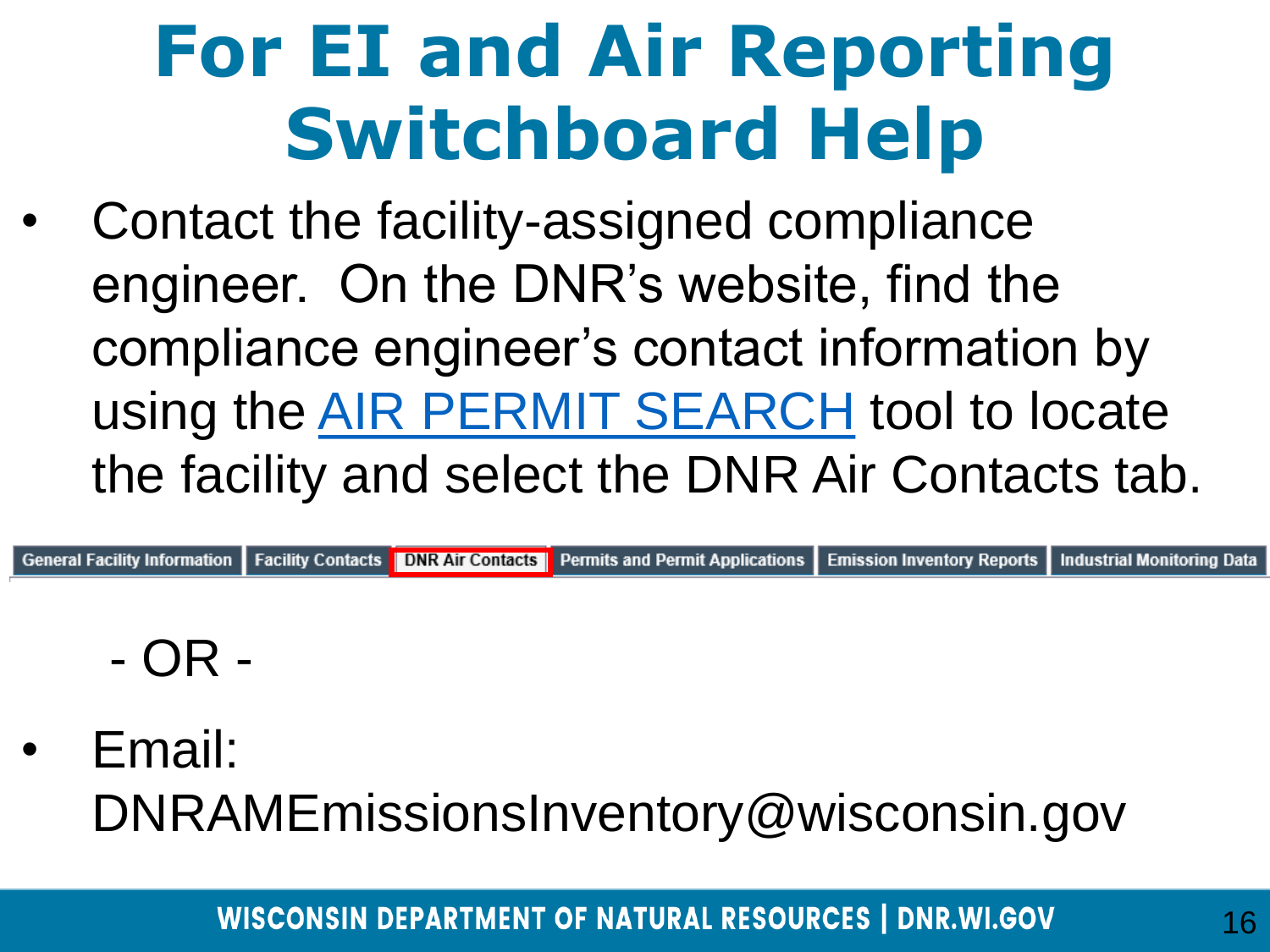# For EI and Air Reporting Switchboard Help

- Contact the facility-assigned compliance engineer. On the DNR's website, find the compliance engineer's contact information by using the AIR PERMIT SEARCH tool to locate the facility and select the DNR Air Contacts tab.

General Facility Information | Facility Contacts | DNR Air Contacts | Permits and Permit Applications | Emission Inventory Reports | Industrial Monitoring Data

- OR -

- Email: DNRAMEmissionsInventory@wisconsin.gov